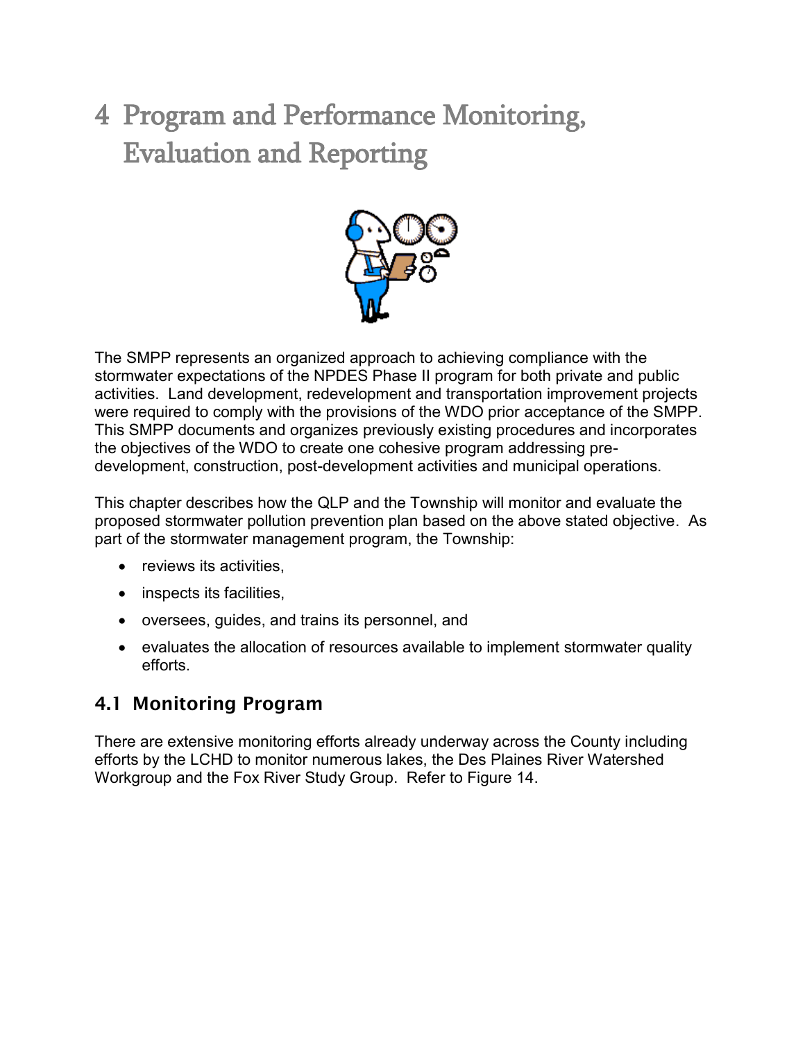# 4 Program and Performance Monitoring, Evaluation and Reporting

The SMPP represents an organized approach to achieving compliance with the stormwater expectations of the NPDES Phase II program for both private and public activities. Land development, redevelopment and transportation improvement projects were required to comply with the provisions of the WDO prior acceptance of the SMPP. This SMPP documents and organizes previously existing procedures and incorporates the objectives of the WDO to create one cohesive program addressing pre-development, construction, post-development activities and municipal operations.

This chapter describes how the QLP and the Township will monitor and evaluate the proposed stormwater pollution prevention plan based on the above stated objective. As part of the stormwater management program, the Township:

- reviews its activities,
- inspects its facilities,
- oversees, guides, and trains its personnel, and
- evaluates the allocation of resources available to implement stormwater quality efforts.

## 4.1 Monitoring Program

There are extensive monitoring efforts already underway across the County including efforts by the LCHD to monitor numerous lakes, the Des Plaines River Watershed Workgroup and the Fox River Study Group. Refer to Figure 14.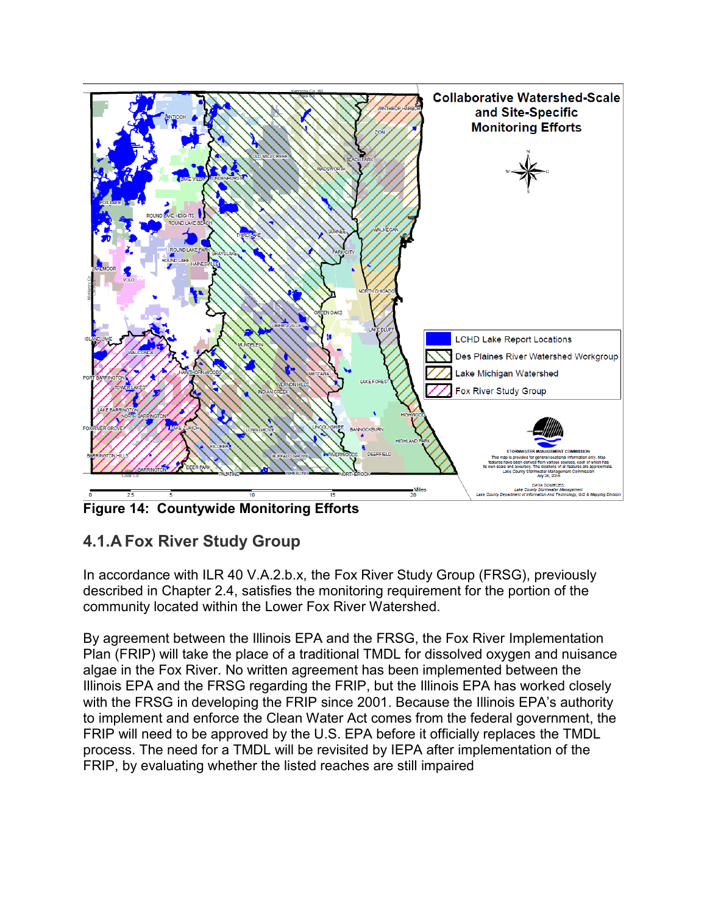**Figure 14: Countywide Monitoring Efforts**

## 4.1.A Fox River Study Group

In accordance with ILR 40 V.A.2.b.x, the Fox River Study Group (FRSG), previously described in Chapter 2.4, satisfies the monitoring requirement for the portion of the community located within the Lower Fox River Watershed.

By agreement between the Illinois EPA and the FRSG, the Fox River Implementation Plan (FRIP) will take the place of a traditional TMDL for dissolved oxygen and nuisance algae in the Fox River. No written agreement has been implemented between the Illinois EPA and the FRSG regarding the FRIP, but the Illinois EPA has worked closely with the FRSG in developing the FRIP since 2001. Because the Illinois EPA's authority to implement and enforce the Clean Water Act comes from the federal government, the FRIP will need to be approved by the U.S. EPA before it officially replaces the TMDL process. The need for a TMDL will be revisited by IEPA after implementation of the FRIP, by evaluating whether the listed reaches are still impaired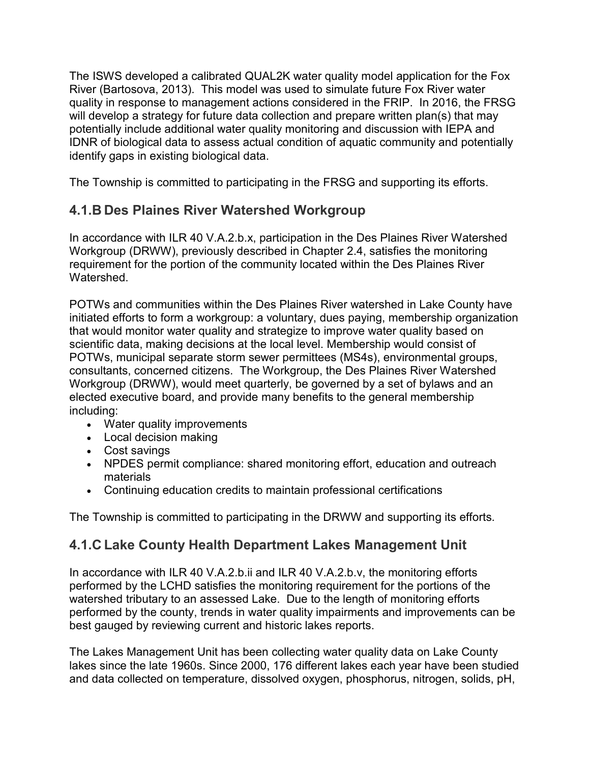The ISWS developed a calibrated QUAL2K water quality model application for the Fox River (Bartosova, 2013). This model was used to simulate future Fox River water quality in response to management actions considered in the FRIP. In 2016, the FRSG will develop a strategy for future data collection and prepare written plan(s) that may potentially include additional water quality monitoring and discussion with IEPA and IDNR of biological data to assess actual condition of aquatic community and potentially identify gaps in existing biological data.

The Township is committed to participating in the FRSG and supporting its efforts.

## 4.1.B Des Plaines River Watershed Workgroup

In accordance with ILR 40 V.A.2.b.x, participation in the Des Plaines River Watershed Workgroup (DRWW), previously described in Chapter 2.4, satisfies the monitoring requirement for the portion of the community located within the Des Plaines River Watershed.

POTWs and communities within the Des Plaines River watershed in Lake County have initiated efforts to form a workgroup: a voluntary, dues paying, membership organization that would monitor water quality and strategize to improve water quality based on scientific data, making decisions at the local level. Membership would consist of POTWs, municipal separate storm sewer permittees (MS4s), environmental groups, consultants, concerned citizens. The Workgroup, the Des Plaines River Watershed Workgroup (DRWW), would meet quarterly, be governed by a set of bylaws and an elected executive board, and provide many benefits to the general membership including:

- Water quality improvements
- Local decision making
- Cost savings
- NPDES permit compliance: shared monitoring effort, education and outreach materials
- Continuing education credits to maintain professional certifications

The Township is committed to participating in the DRWW and supporting its efforts.

## 4.1.C Lake County Health Department Lakes Management Unit

In accordance with ILR 40 V.A.2.b.ii and ILR 40 V.A.2.b.v, the monitoring efforts performed by the LCHD satisfies the monitoring requirement for the portions of the watershed tributary to an assessed Lake. Due to the length of monitoring efforts performed by the county, trends in water quality impairments and improvements can be best gauged by reviewing current and historic lakes reports.

The Lakes Management Unit has been collecting water quality data on Lake County lakes since the late 1960s. Since 2000, 176 different lakes each year have been studied and data collected on temperature, dissolved oxygen, phosphorus, nitrogen, solids, pH,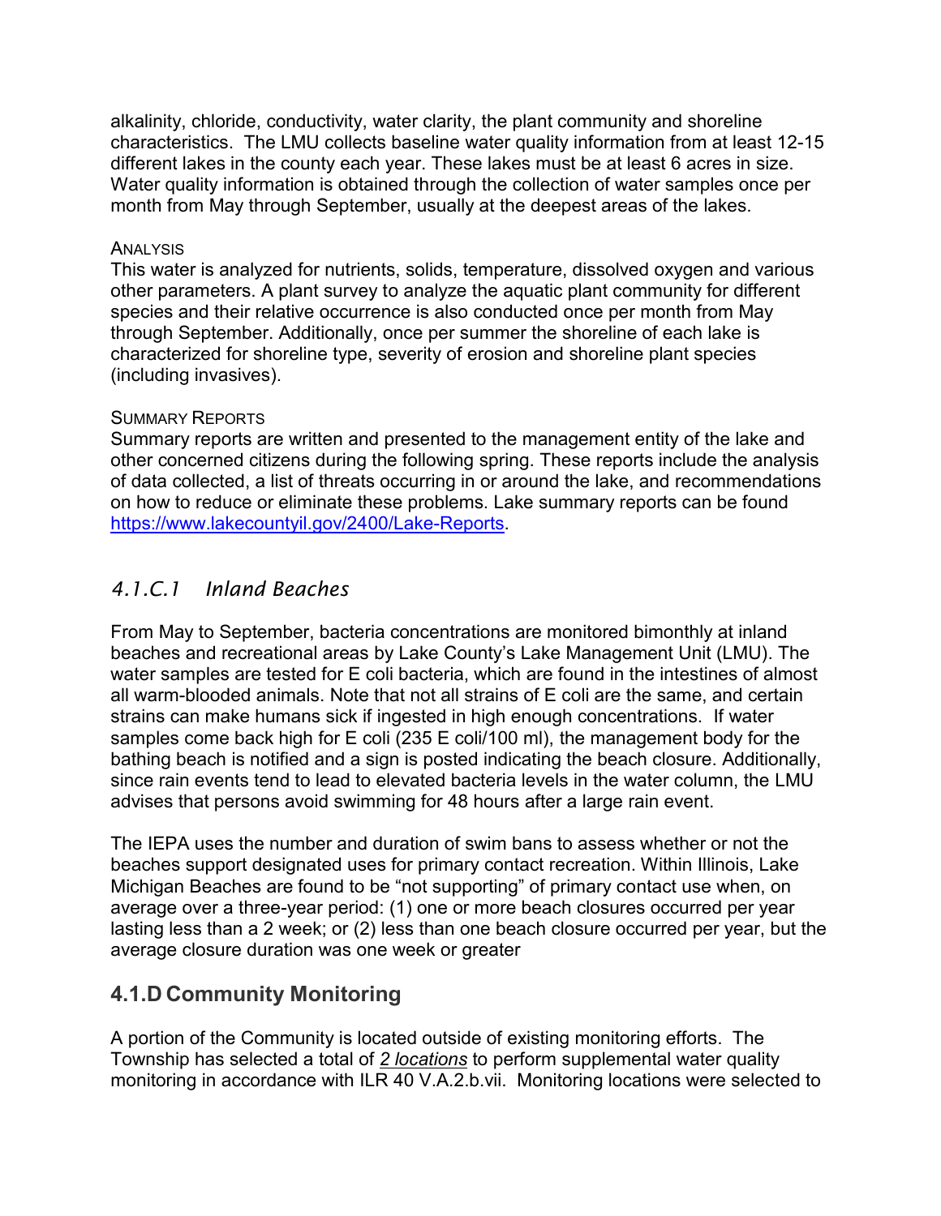alkalinity, chloride, conductivity, water clarity, the plant community and shoreline characteristics. The LMU collects baseline water quality information from at least 12-15 different lakes in the county each year. These lakes must be at least 6 acres in size. Water quality information is obtained through the collection of water samples once per month from May through September, usually at the deepest areas of the lakes.

ANALYSIS

This water is analyzed for nutrients, solids, temperature, dissolved oxygen and various other parameters. A plant survey to analyze the aquatic plant community for different species and their relative occurrence is also conducted once per month from May through September. Additionally, once per summer the shoreline of each lake is characterized for shoreline type, severity of erosion and shoreline plant species (including invasives).

SUMMARY REPORTS

Summary reports are written and presented to the management entity of the lake and other concerned citizens during the following spring. These reports include the analysis of data collected, a list of threats occurring in or around the lake, and recommendations on how to reduce or eliminate these problems. Lake summary reports can be found https://www.lakecountyil.gov/2400/Lake-Reports.

### *4.1.C.1 Inland Beaches*

From May to September, bacteria concentrations are monitored bimonthly at inland beaches and recreational areas by Lake County's Lake Management Unit (LMU). The water samples are tested for E coli bacteria, which are found in the intestines of almost all warm-blooded animals. Note that not all strains of E coli are the same, and certain strains can make humans sick if ingested in high enough concentrations. If water samples come back high for E coli (235 E coli/100 ml), the management body for the bathing beach is notified and a sign is posted indicating the beach closure. Additionally, since rain events tend to lead to elevated bacteria levels in the water column, the LMU advises that persons avoid swimming for 48 hours after a large rain event.

The IEPA uses the number and duration of swim bans to assess whether or not the beaches support designated uses for primary contact recreation. Within Illinois, Lake Michigan Beaches are found to be "not supporting" of primary contact use when, on average over a three-year period: (1) one or more beach closures occurred per year lasting less than a 2 week; or (2) less than one beach closure occurred per year, but the average closure duration was one week or greater

## 4.1.D Community Monitoring

A portion of the Community is located outside of existing monitoring efforts. The Township has selected a total of *2 locations* to perform supplemental water quality monitoring in accordance with ILR 40 V.A.2.b.vii. Monitoring locations were selected to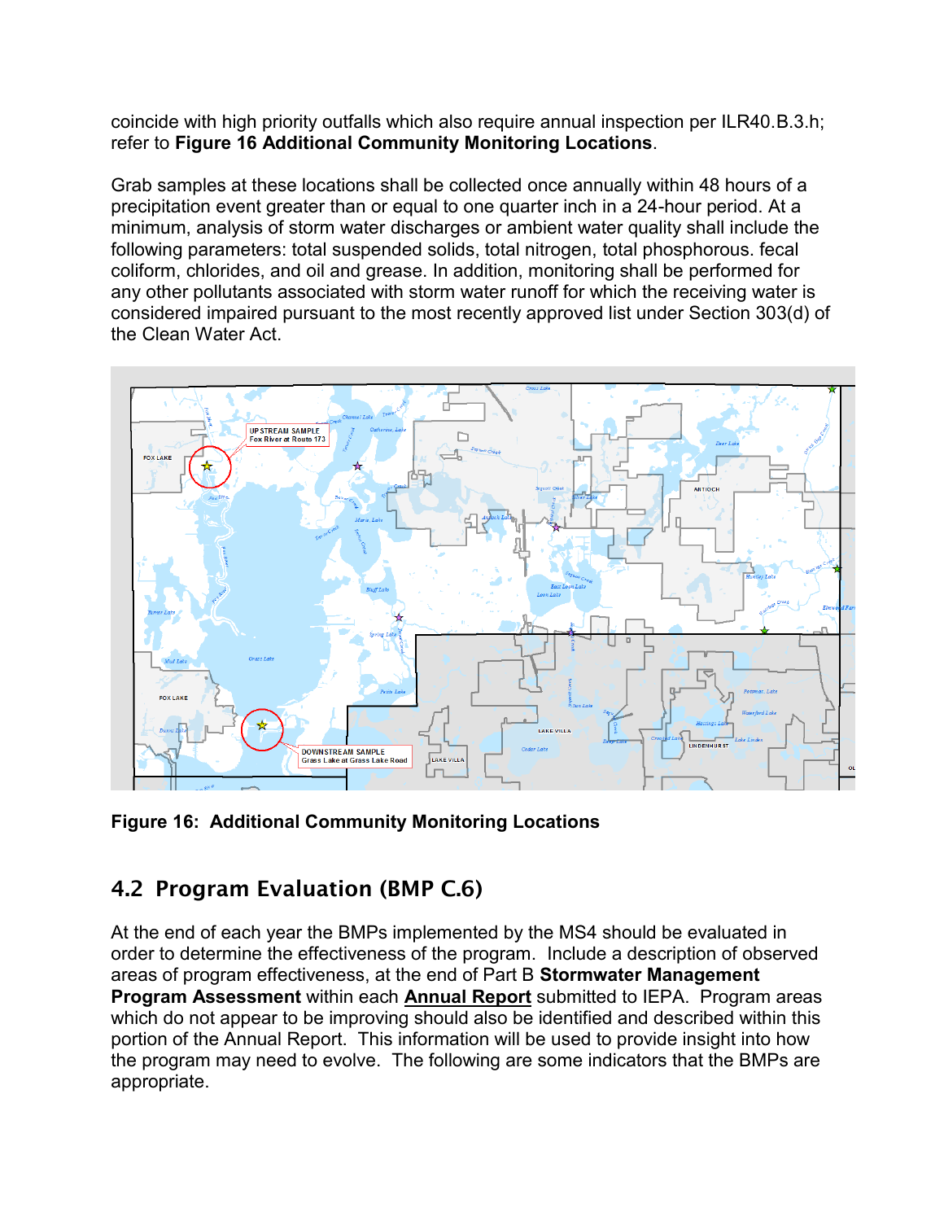coincide with high priority outfalls which also require annual inspection per ILR40.B.3.h; refer to **Figure 16 Additional Community Monitoring Locations**.

Grab samples at these locations shall be collected once annually within 48 hours of a precipitation event greater than or equal to one quarter inch in a 24-hour period. At a minimum, analysis of storm water discharges or ambient water quality shall include the following parameters: total suspended solids, total nitrogen, total phosphorous. fecal coliform, chlorides, and oil and grease. In addition, monitoring shall be performed for any other pollutants associated with storm water runoff for which the receiving water is considered impaired pursuant to the most recently approved list under Section 303(d) of the Clean Water Act.

**Figure 16: Additional Community Monitoring Locations**

## 4.2 Program Evaluation (BMP C.6)

At the end of each year the BMPs implemented by the MS4 should be evaluated in order to determine the effectiveness of the program. Include a description of observed areas of program effectiveness, at the end of Part B **Stormwater Management Program Assessment** within each **Annual Report** submitted to IEPA. Program areas which do not appear to be improving should also be identified and described within this portion of the Annual Report. This information will be used to provide insight into how the program may need to evolve. The following are some indicators that the BMPs are appropriate.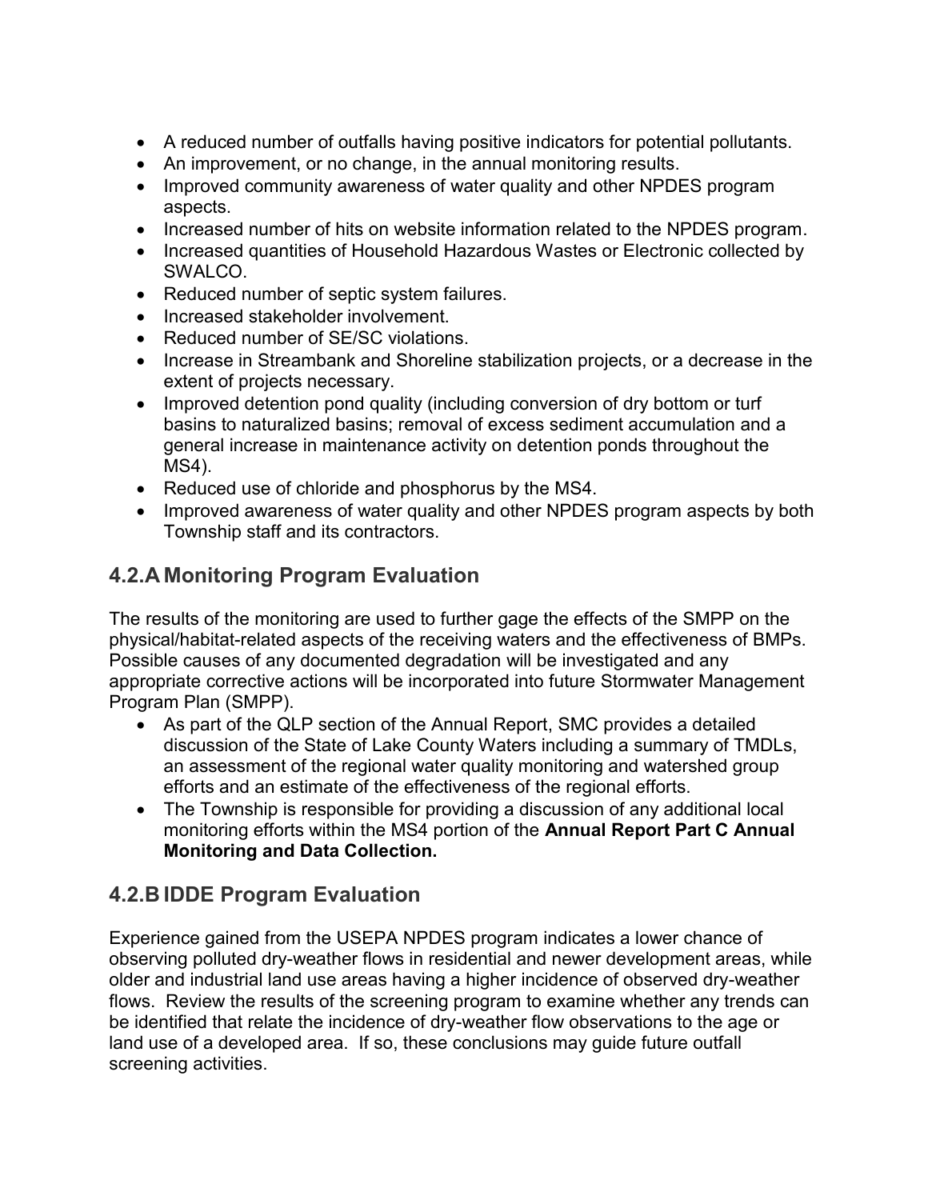- A reduced number of outfalls having positive indicators for potential pollutants.
- An improvement, or no change, in the annual monitoring results.
- Improved community awareness of water quality and other NPDES program aspects.
- Increased number of hits on website information related to the NPDES program.
- Increased quantities of Household Hazardous Wastes or Electronic collected by SWALCO.
- Reduced number of septic system failures.
- Increased stakeholder involvement.
- Reduced number of SE/SC violations.
- Increase in Streambank and Shoreline stabilization projects, or a decrease in the extent of projects necessary.
- Improved detention pond quality (including conversion of dry bottom or turf basins to naturalized basins; removal of excess sediment accumulation and a general increase in maintenance activity on detention ponds throughout the MS4).
- Reduced use of chloride and phosphorus by the MS4.
- Improved awareness of water quality and other NPDES program aspects by both Township staff and its contractors.

## 4.2.A Monitoring Program Evaluation

The results of the monitoring are used to further gage the effects of the SMPP on the physical/habitat-related aspects of the receiving waters and the effectiveness of BMPs. Possible causes of any documented degradation will be investigated and any appropriate corrective actions will be incorporated into future Stormwater Management Program Plan (SMPP).

- As part of the QLP section of the Annual Report, SMC provides a detailed discussion of the State of Lake County Waters including a summary of TMDLs, an assessment of the regional water quality monitoring and watershed group efforts and an estimate of the effectiveness of the regional efforts.
- The Township is responsible for providing a discussion of any additional local monitoring efforts within the MS4 portion of the **Annual Report Part C Annual Monitoring and Data Collection.**

## 4.2.B IDDE Program Evaluation

Experience gained from the USEPA NPDES program indicates a lower chance of observing polluted dry-weather flows in residential and newer development areas, while older and industrial land use areas having a higher incidence of observed dry-weather flows. Review the results of the screening program to examine whether any trends can be identified that relate the incidence of dry-weather flow observations to the age or land use of a developed area. If so, these conclusions may guide future outfall screening activities.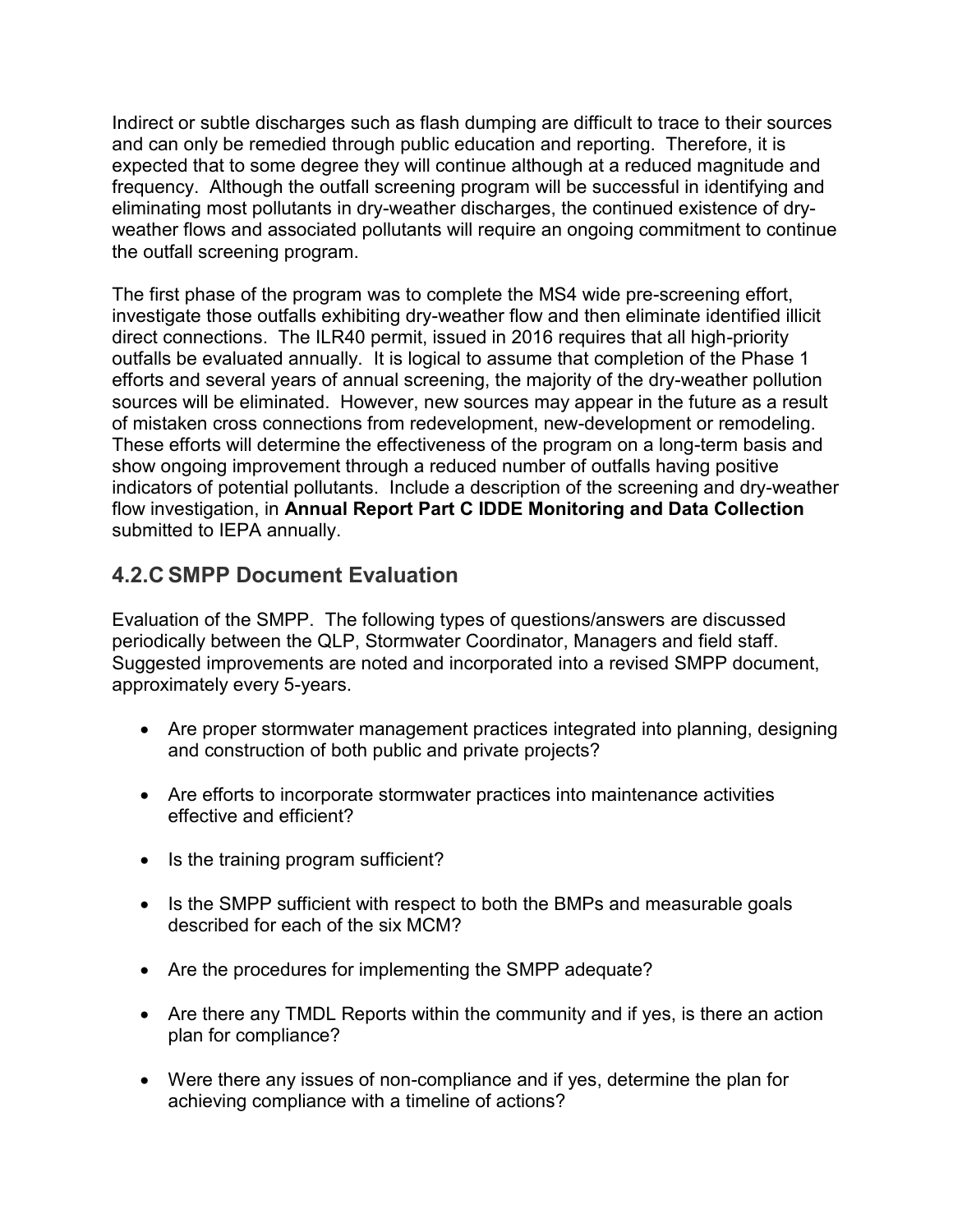Indirect or subtle discharges such as flash dumping are difficult to trace to their sources and can only be remedied through public education and reporting. Therefore, it is expected that to some degree they will continue although at a reduced magnitude and frequency. Although the outfall screening program will be successful in identifying and eliminating most pollutants in dry-weather discharges, the continued existence of dry-weather flows and associated pollutants will require an ongoing commitment to continue the outfall screening program.

The first phase of the program was to complete the MS4 wide pre-screening effort, investigate those outfalls exhibiting dry-weather flow and then eliminate identified illicit direct connections. The ILR40 permit, issued in 2016 requires that all high-priority outfalls be evaluated annually. It is logical to assume that completion of the Phase 1 efforts and several years of annual screening, the majority of the dry-weather pollution sources will be eliminated. However, new sources may appear in the future as a result of mistaken cross connections from redevelopment, new-development or remodeling. These efforts will determine the effectiveness of the program on a long-term basis and show ongoing improvement through a reduced number of outfalls having positive indicators of potential pollutants. Include a description of the screening and dry-weather flow investigation, in **Annual Report Part C IDDE Monitoring and Data Collection** submitted to IEPA annually.

## 4.2.C SMPP Document Evaluation

Evaluation of the SMPP. The following types of questions/answers are discussed periodically between the QLP, Stormwater Coordinator, Managers and field staff. Suggested improvements are noted and incorporated into a revised SMPP document, approximately every 5-years.

- Are proper stormwater management practices integrated into planning, designing and construction of both public and private projects?
- Are efforts to incorporate stormwater practices into maintenance activities effective and efficient?
- Is the training program sufficient?
- Is the SMPP sufficient with respect to both the BMPs and measurable goals described for each of the six MCM?
- Are the procedures for implementing the SMPP adequate?
- Are there any TMDL Reports within the community and if yes, is there an action plan for compliance?
- Were there any issues of non-compliance and if yes, determine the plan for achieving compliance with a timeline of actions?